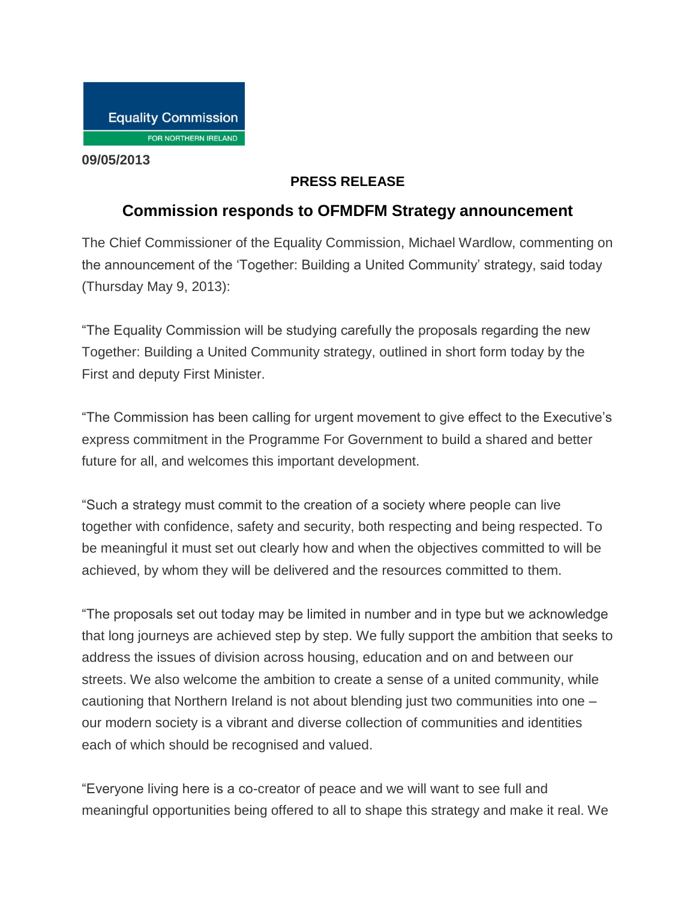Equality Commission

FOR NORTHERN IRELAND

**09/05/2013**

**PRESS RELEASE**

## Commission responds to OFMDFM Strategy announcement

The Chief Commissioner of the Equality Commission, Michael Wardlow, commenting on the announcement of the 'Together: Building a United Community' strategy, said today (Thursday May 9, 2013):

"The Equality Commission will be studying carefully the proposals regarding the new Together: Building a United Community strategy, outlined in short form today by the First and deputy First Minister.

"The Commission has been calling for urgent movement to give effect to the Executive's express commitment in the Programme For Government to build a shared and better future for all, and welcomes this important development.

"Such a strategy must commit to the creation of a society where people can live together with confidence, safety and security, both respecting and being respected. To be meaningful it must set out clearly how and when the objectives committed to will be achieved, by whom they will be delivered and the resources committed to them.

"The proposals set out today may be limited in number and in type but we acknowledge that long journeys are achieved step by step. We fully support the ambition that seeks to address the issues of division across housing, education and on and between our streets. We also welcome the ambition to create a sense of a united community, while cautioning that Northern Ireland is not about blending just two communities into one – our modern society is a vibrant and diverse collection of communities and identities each of which should be recognised and valued.

"Everyone living here is a co-creator of peace and we will want to see full and meaningful opportunities being offered to all to shape this strategy and make it real. We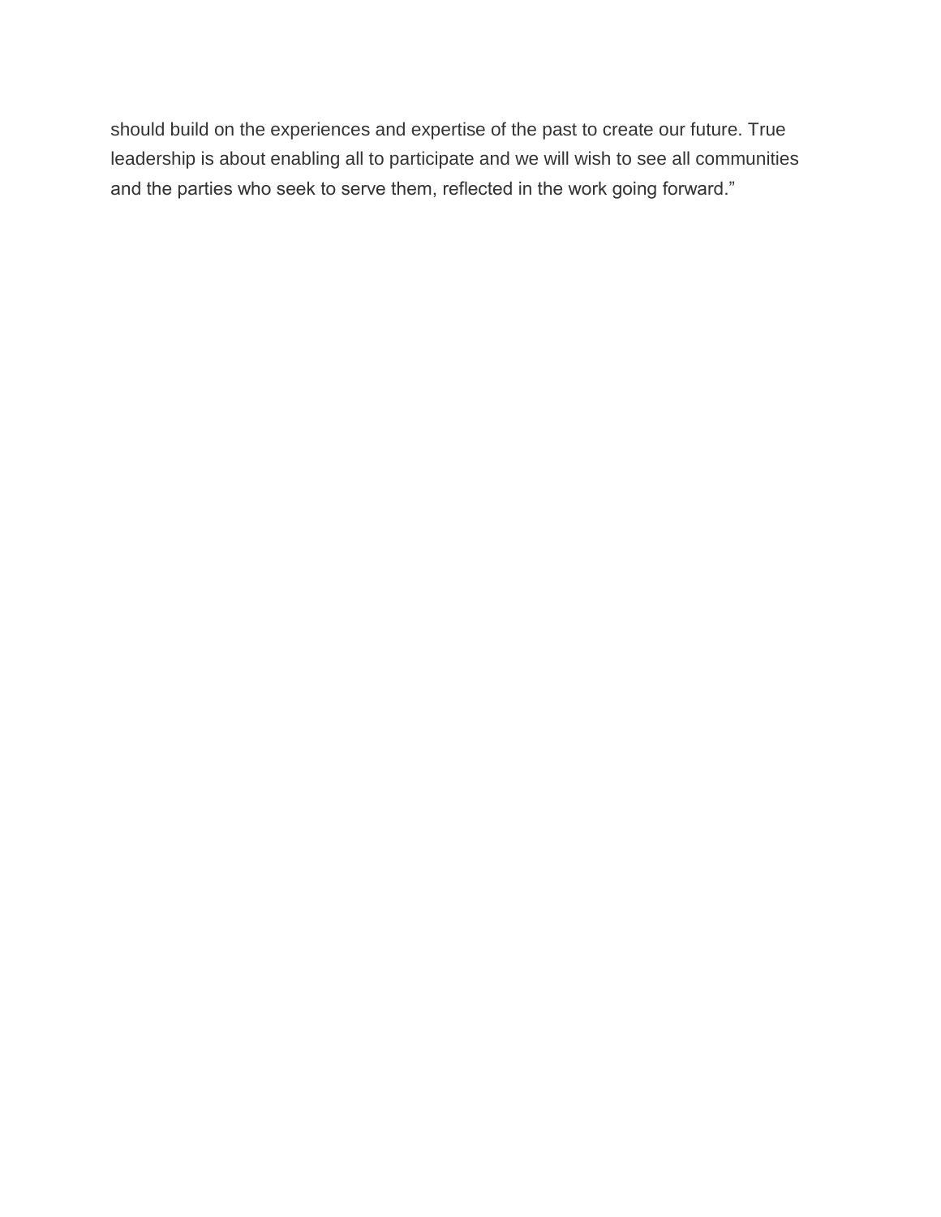should build on the experiences and expertise of the past to create our future. True leadership is about enabling all to participate and we will wish to see all communities and the parties who seek to serve them, reflected in the work going forward."